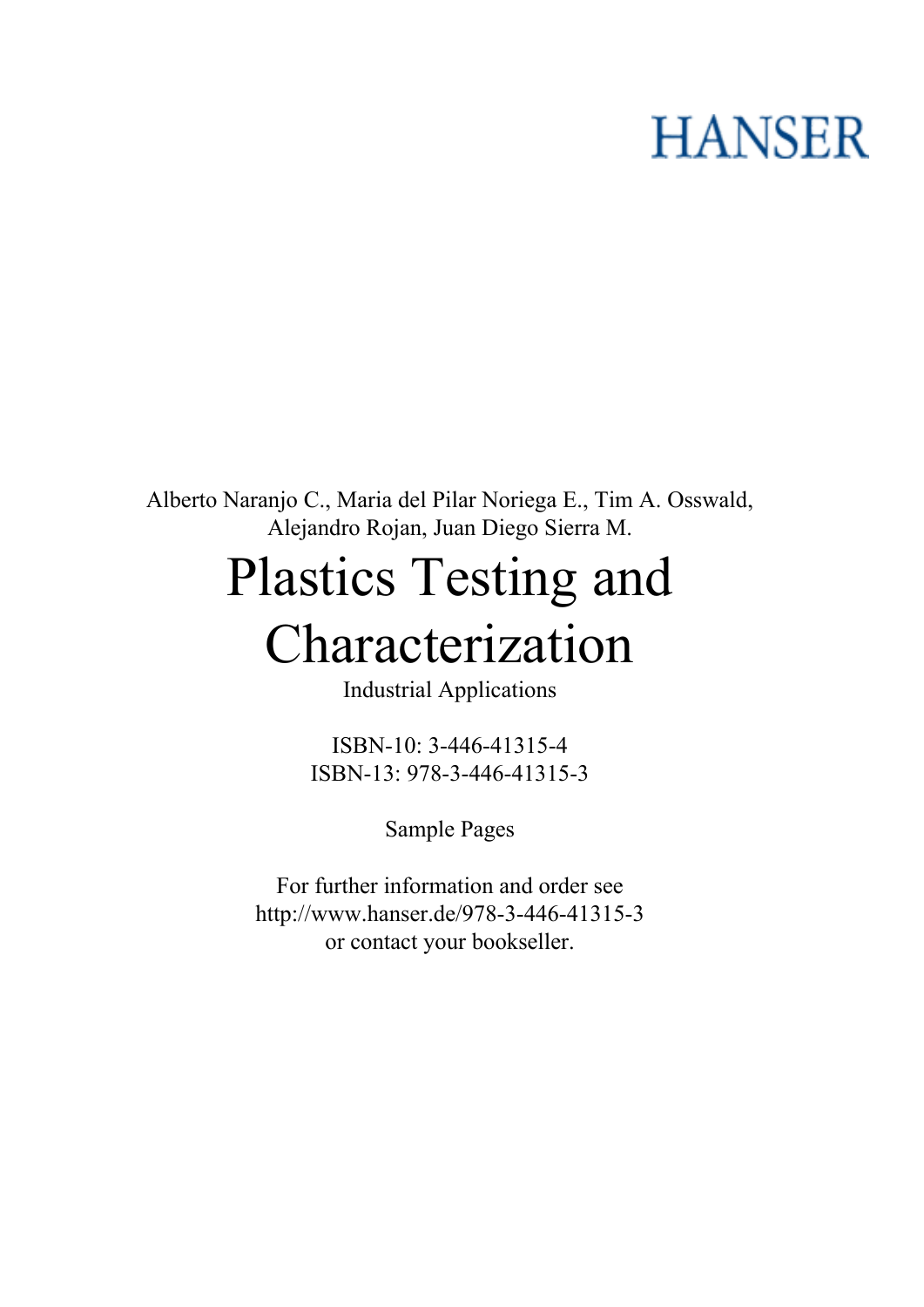HANSER

Alberto Naranjo C., Maria del Pilar Noriega E., Tim A. Osswald, Alejandro Rojan, Juan Diego Sierra M.

# Plastics Testing and Characterization

Industrial Applications

ISBN-10: 3-446-41315-4
ISBN-13: 978-3-446-41315-3

Sample Pages

For further information and order see
http://www.hanser.de/978-3-446-41315-3
or contact your bookseller.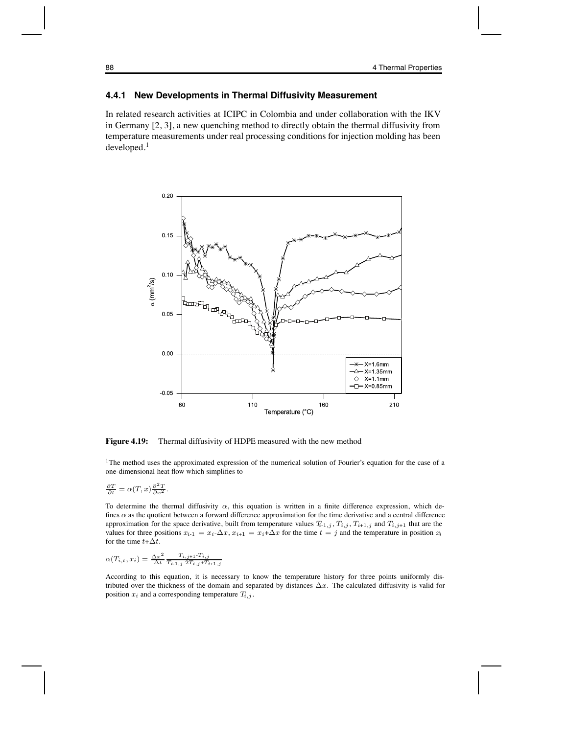### 4.4.1 New Developments in Thermal Diffusivity Measurement

In related research activities at ICIPC in Colombia and under collaboration with the IKV in Germany [2, 3], a new quenching method to directly obtain the thermal diffusivity from temperature measurements under real processing conditions for injection molding has been developed.[1]

**Figure 4.19:** Thermal diffusivity of HDPE measured with the new method

[1]The method uses the approximated expression of the numerical solution of Fourier's equation for the case of a one-dimensional heat flow which simplifies to

$$\frac{\partial T}{\partial t} = \alpha(T, x)\frac{\partial^2 T}{\partial x^2}.$$

To determine the thermal diffusivity $\alpha$, this equation is written in a finite difference expression, which defines $\alpha$ as the quotient between a forward difference approximation for the time derivative and a central difference approximation for the space derivative, built from temperature values $T_{i-1,j}$, $T_{i,j}$, $T_{i+1,j}$ and $T_{i+1}$ that are the values for three positions $x_{i-1} = x_i$-$\Delta x$, $x_{i+1} = x_i$+$\Delta x$ for the time $t = j$ and the temperature in position $x_i$ for the time $t$+$\Delta t$.

$$\alpha(T_{i,t}, x_i) = \frac{\Delta x^2}{\Delta t}\frac{T_{i,j+1}\text{-}T_{i,j}}{T_{i\text{-}1,j}\text{-}2T_{i,j}\text{+}T_{i+1,j}}$$

According to this equation, it is necessary to know the temperature history for three points uniformly distributed over the thickness of the domain and separated by distances $\Delta x$. The calculated diffusivity is valid for position $x_i$ and a corresponding temperature $T_{i,j}$.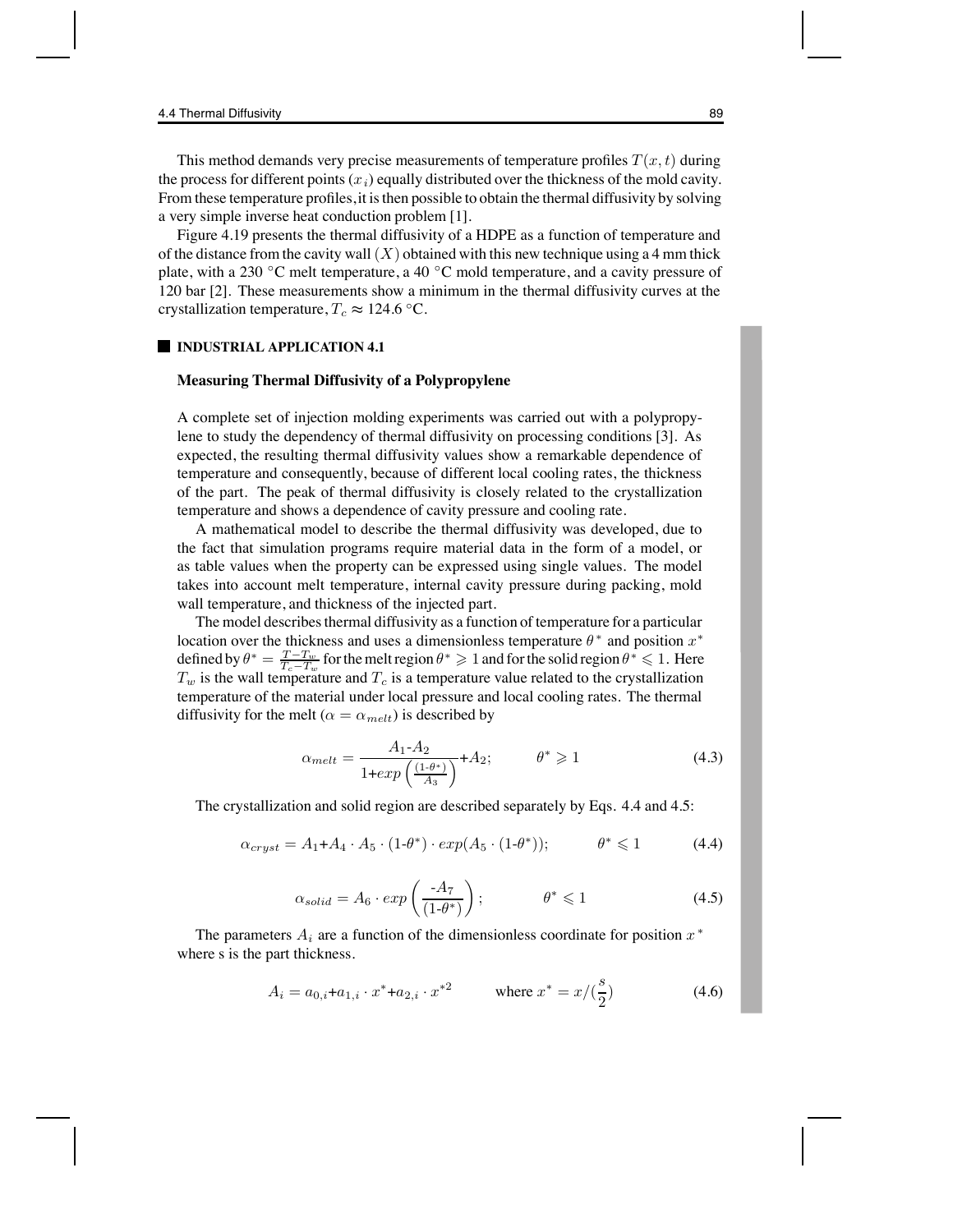This method demands very precise measurements of temperature profiles $T(x, t)$ during the process for different points $(x_i)$ equally distributed over the thickness of the mold cavity. From these temperature profiles, it is then possible to obtain the thermal diffusivity by solving a very simple inverse heat conduction problem [1].

Figure 4.19 presents the thermal diffusivity of a HDPE as a function of temperature and of the distance from the cavity wall $(X)$ obtained with this new technique using a 4 mm thick plate, with a 230 °C melt temperature, a 40 °C mold temperature, and a cavity pressure of 120 bar [2]. These measurements show a minimum in the thermal diffusivity curves at the crystallization temperature, $T_c \approx 124.6$ °C.

## INDUSTRIAL APPLICATION 4.1

### Measuring Thermal Diffusivity of a Polypropylene

A complete set of injection molding experiments was carried out with a polypropylene to study the dependency of thermal diffusivity on processing conditions [3]. As expected, the resulting thermal diffusivity values show a remarkable dependence of temperature and consequently, because of different local cooling rates, the thickness of the part. The peak of thermal diffusivity is closely related to the crystallization temperature and shows a dependence of cavity pressure and cooling rate.

A mathematical model to describe the thermal diffusivity was developed, due to the fact that simulation programs require material data in the form of a model, or as table values when the property can be expressed using single values. The model takes into account melt temperature, internal cavity pressure during packing, mold wall temperature, and thickness of the injected part.

The model describes thermal diffusivity as a function of temperature for a particular location over the thickness and uses a dimensionless temperature $\theta^*$ and position $x^*$ defined by $\theta^* = \frac{T - T_w}{T_c - T_w}$ for the melt region $\theta^* \geqslant 1$ and for the solid region $\theta^* \leqslant 1$. Here $T_w$ is the wall temperature and $T_c$ is a temperature value related to the crystallization temperature of the material under local pressure and local cooling rates. The thermal diffusivity for the melt ($\alpha = \alpha_{melt}$) is described by

$$\alpha_{melt} = \frac{A_1 - A_2}{1 + exp\left(\frac{(1-\theta^*)}{A_3}\right)} + A_2; \qquad \theta^* \geqslant 1 \tag{4.3}$$

The crystallization and solid region are described separately by Eqs. 4.4 and 4.5:

$$\alpha_{cryst} = A_1 + A_4 \cdot A_5 \cdot (1-\theta^*) \cdot exp(A_5 \cdot (1-\theta^*)); \qquad \theta^* \leqslant 1 \tag{4.4}$$

$$\alpha_{solid} = A_6 \cdot exp\left(\frac{-A_7}{(1-\theta^*)}\right); \qquad \theta^* \leqslant 1 \tag{4.5}$$

The parameters $A_i$ are a function of the dimensionless coordinate for position $x^*$ where s is the part thickness.

$$A_i = a_{0,i} + a_{1,i} \cdot x^* + a_{2,i} \cdot x^{*2} \qquad \text{where } x^* = x/(\frac{s}{2}) \tag{4.6}$$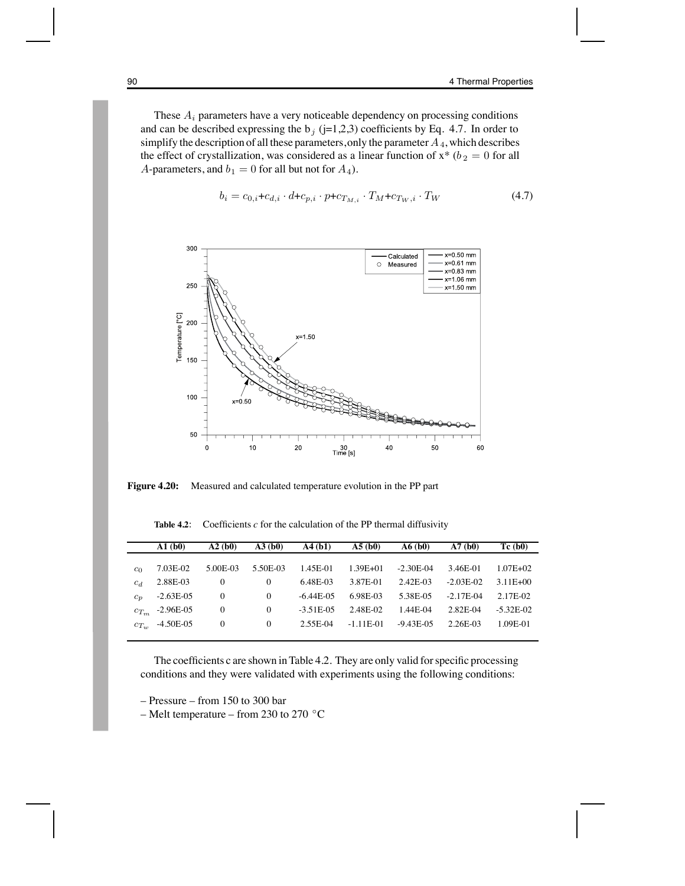These $A_i$ parameters have a very noticeable dependency on processing conditions and can be described expressing the $b_j$ (j=1,2,3) coefficients by Eq. 4.7. In order to simplify the description of all these parameters, only the parameter $A_4$, which describes the effect of crystallization, was considered as a linear function of x* ($b_2 = 0$ for all $A$-parameters, and $b_1 = 0$ for all but not for $A_4$).

$$b_i = c_{0,i} + c_{d,i} \cdot d + c_{p,i} \cdot p + c_{T_{M,i}} \cdot T_M + c_{T_W,i} \cdot T_W \tag{4.7}$$

**Figure 4.20:** Measured and calculated temperature evolution in the PP part

**Table 4.2**: Coefficients $c$ for the calculation of the PP thermal diffusivity

| | A1 (b0) | A2 (b0) | A3 (b0) | A4 (b1) | A5 (b0) | A6 (b0) | A7 (b0) | Tc (b0) |
|---|---|---|---|---|---|---|---|---|
| $c_0$ | 7.03E-02 | 5.00E-03 | 5.50E-03 | 1.45E-01 | 1.39E+01 | -2.30E-04 | 3.46E-01 | 1.07E+02 |
| $c_d$ | 2.88E-03 | 0 | 0 | 6.48E-03 | 3.87E-01 | 2.42E-03 | -2.03E-02 | 3.11E+00 |
| $c_p$ | -2.63E-05 | 0 | 0 | -6.44E-05 | 6.98E-03 | 5.38E-05 | -2.17E-04 | 2.17E-02 |
| $c_{T_m}$ | -2.96E-05 | 0 | 0 | -3.51E-05 | 2.48E-02 | 1.44E-04 | 2.82E-04 | -5.32E-02 |
| $c_{T_w}$ | -4.50E-05 | 0 | 0 | 2.55E-04 | -1.11E-01 | -9.43E-05 | 2.26E-03 | 1.09E-01 |

The coefficients c are shown in Table 4.2. They are only valid for specific processing conditions and they were validated with experiments using the following conditions:

– Pressure – from 150 to 300 bar
– Melt temperature – from 230 to 270 °C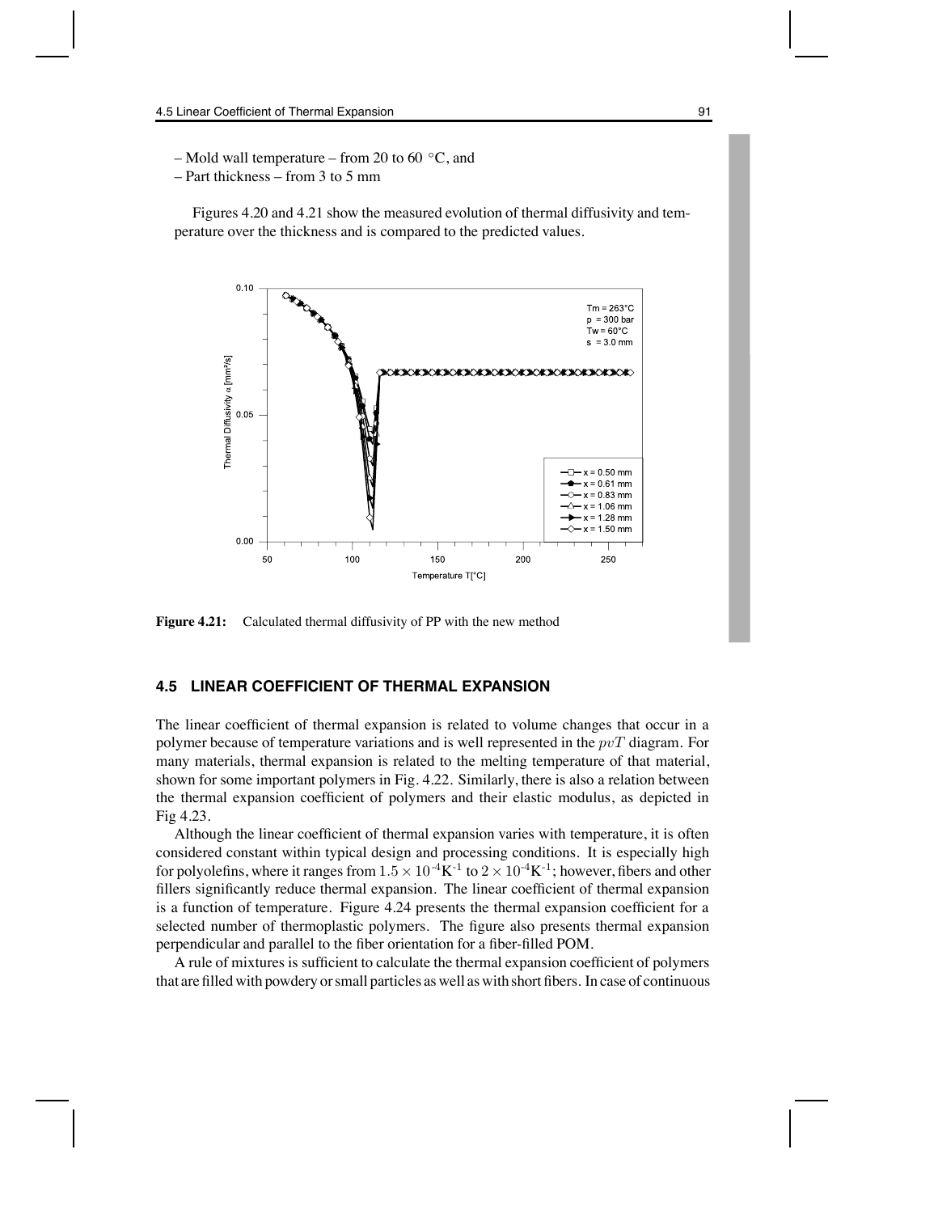– Mold wall temperature – from 20 to 60 °C, and
– Part thickness – from 3 to 5 mm

Figures 4.20 and 4.21 show the measured evolution of thermal diffusivity and temperature over the thickness and is compared to the predicted values.

**Figure 4.21:** Calculated thermal diffusivity of PP with the new method

## 4.5 LINEAR COEFFICIENT OF THERMAL EXPANSION

The linear coefficient of thermal expansion is related to volume changes that occur in a polymer because of temperature variations and is well represented in the $pvT$ diagram. For many materials, thermal expansion is related to the melting temperature of that material, shown for some important polymers in Fig. 4.22. Similarly, there is also a relation between the thermal expansion coefficient of polymers and their elastic modulus, as depicted in Fig 4.23.

Although the linear coefficient of thermal expansion varies with temperature, it is often considered constant within typical design and processing conditions. It is especially high for polyolefins, where it ranges from $1.5 \times 10^{-4}\text{K}^{-1}$ to $2 \times 10^{-4}\text{K}^{-1}$; however, fibers and other fillers significantly reduce thermal expansion. The linear coefficient of thermal expansion is a function of temperature. Figure 4.24 presents the thermal expansion coefficient for a selected number of thermoplastic polymers. The figure also presents thermal expansion perpendicular and parallel to the fiber orientation for a fiber-filled POM.

A rule of mixtures is sufficient to calculate the thermal expansion coefficient of polymers that are filled with powdery or small particles as well as with short fibers. In case of continuous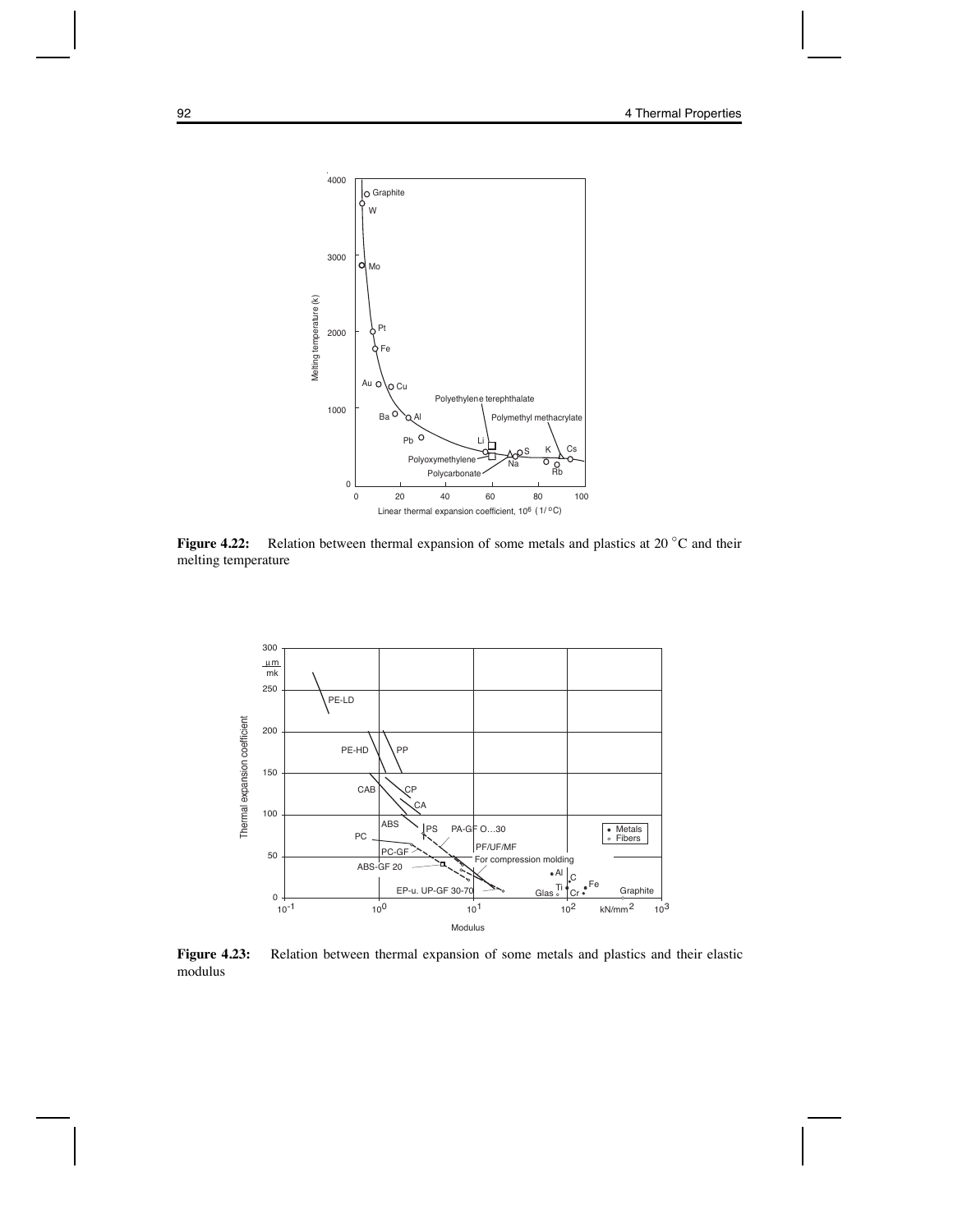**Figure 4.22:** Relation between thermal expansion of some metals and plastics at 20 °C and their melting temperature

**Figure 4.23:** Relation between thermal expansion of some metals and plastics and their elastic modulus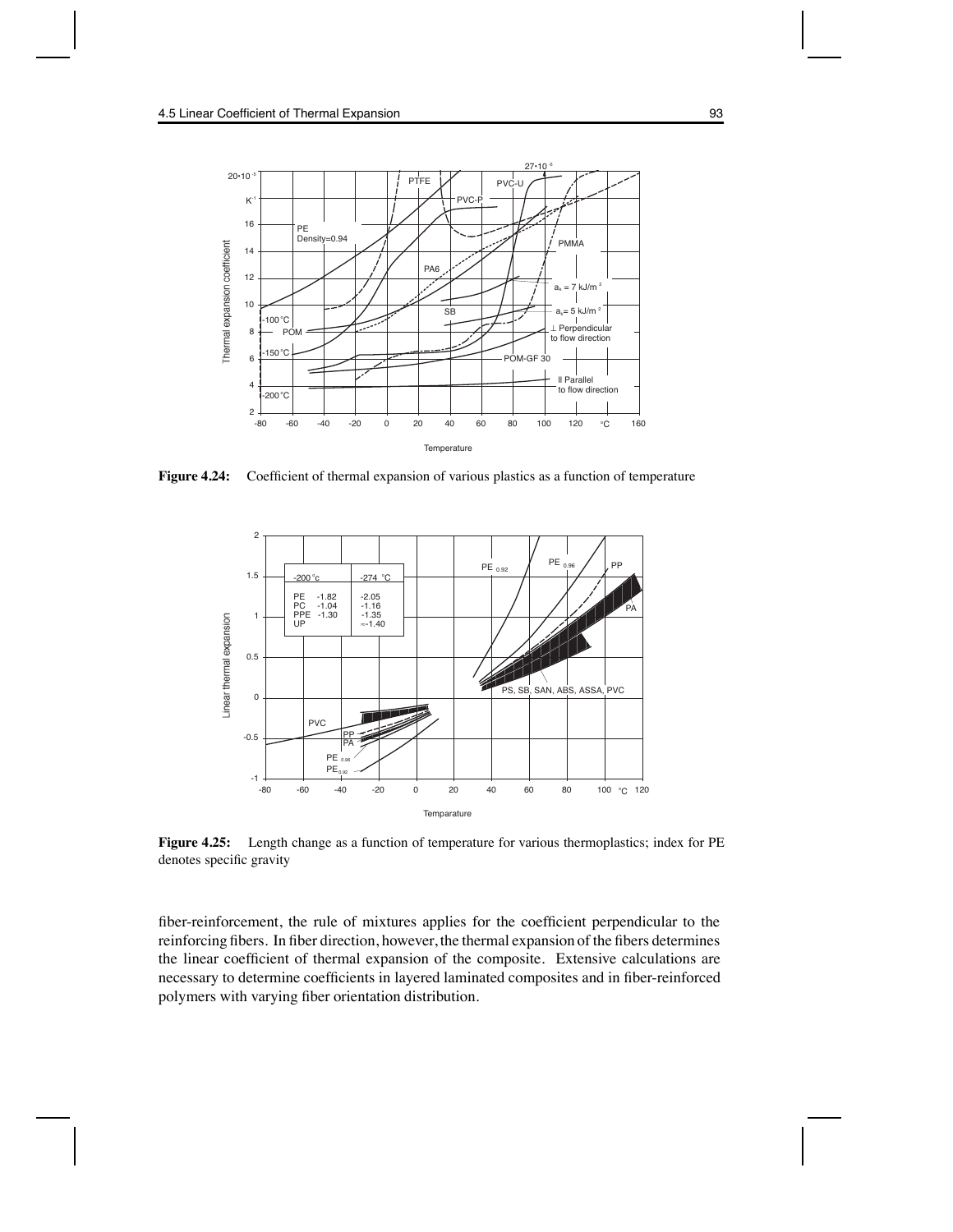**Figure 4.24:** Coefficient of thermal expansion of various plastics as a function of temperature

**Figure 4.25:** Length change as a function of temperature for various thermoplastics; index for PE denotes specific gravity

fiber-reinforcement, the rule of mixtures applies for the coefficient perpendicular to the reinforcing fibers. In fiber direction, however, the thermal expansion of the fibers determines the linear coefficient of thermal expansion of the composite. Extensive calculations are necessary to determine coefficients in layered laminated composites and in fiber-reinforced polymers with varying fiber orientation distribution.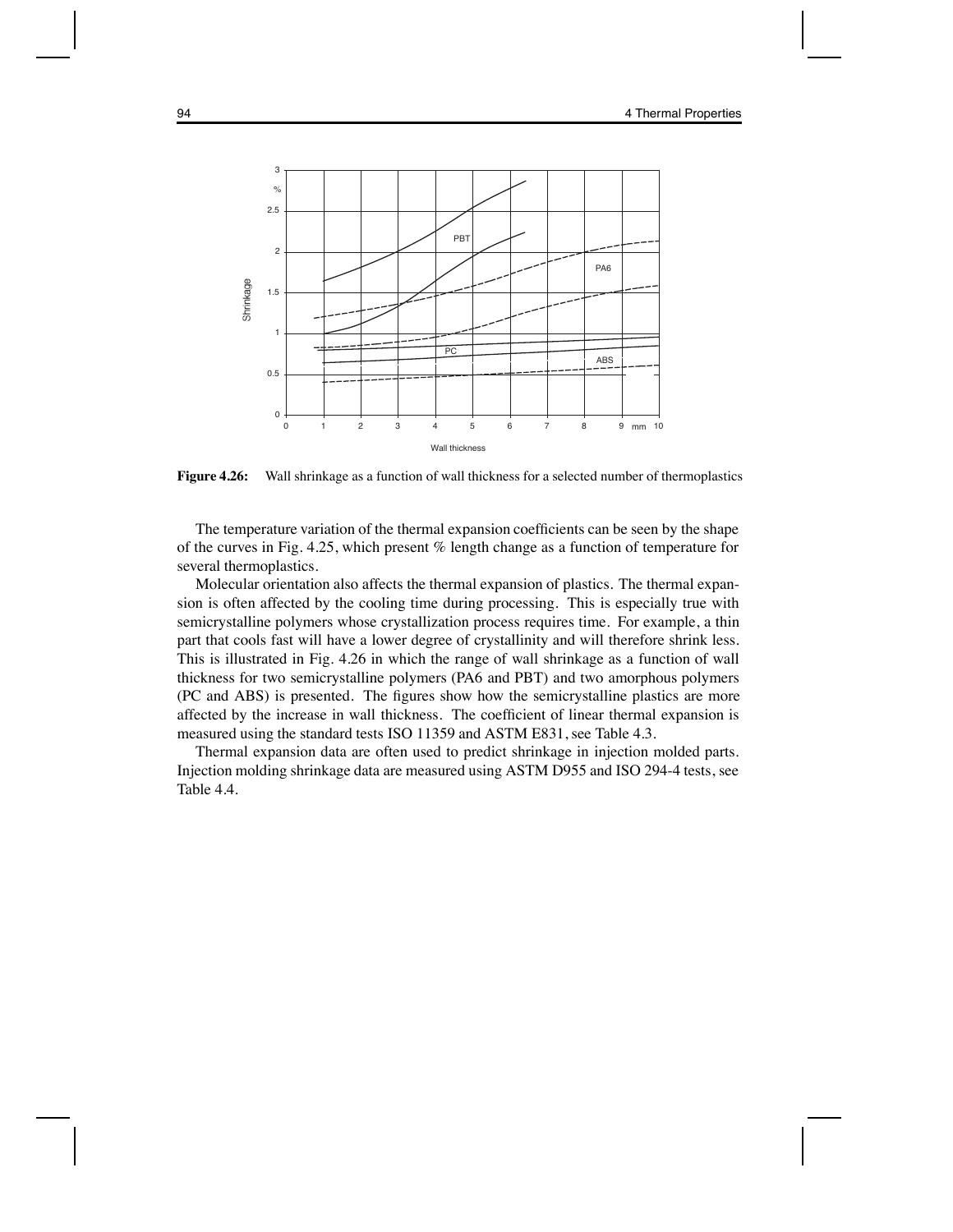3
%
2.5
2
1.5
1
0.5
0
0 1 2 3 4 5 6 7 8 9 mm 10
Shrinkage
Wall thickness
PBT
PA6
PC
ABS

**Figure 4.26:** Wall shrinkage as a function of wall thickness for a selected number of thermoplastics

The temperature variation of the thermal expansion coefficients can be seen by the shape of the curves in Fig. 4.25, which present % length change as a function of temperature for several thermoplastics.

Molecular orientation also affects the thermal expansion of plastics. The thermal expansion is often affected by the cooling time during processing. This is especially true with semicrystalline polymers whose crystallization process requires time. For example, a thin part that cools fast will have a lower degree of crystallinity and will therefore shrink less. This is illustrated in Fig. 4.26 in which the range of wall shrinkage as a function of wall thickness for two semicrystalline polymers (PA6 and PBT) and two amorphous polymers (PC and ABS) is presented. The figures show how the semicrystalline plastics are more affected by the increase in wall thickness. The coefficient of linear thermal expansion is measured using the standard tests ISO 11359 and ASTM E831, see Table 4.3.

Thermal expansion data are often used to predict shrinkage in injection molded parts. Injection molding shrinkage data are measured using ASTM D955 and ISO 294-4 tests, see Table 4.4.